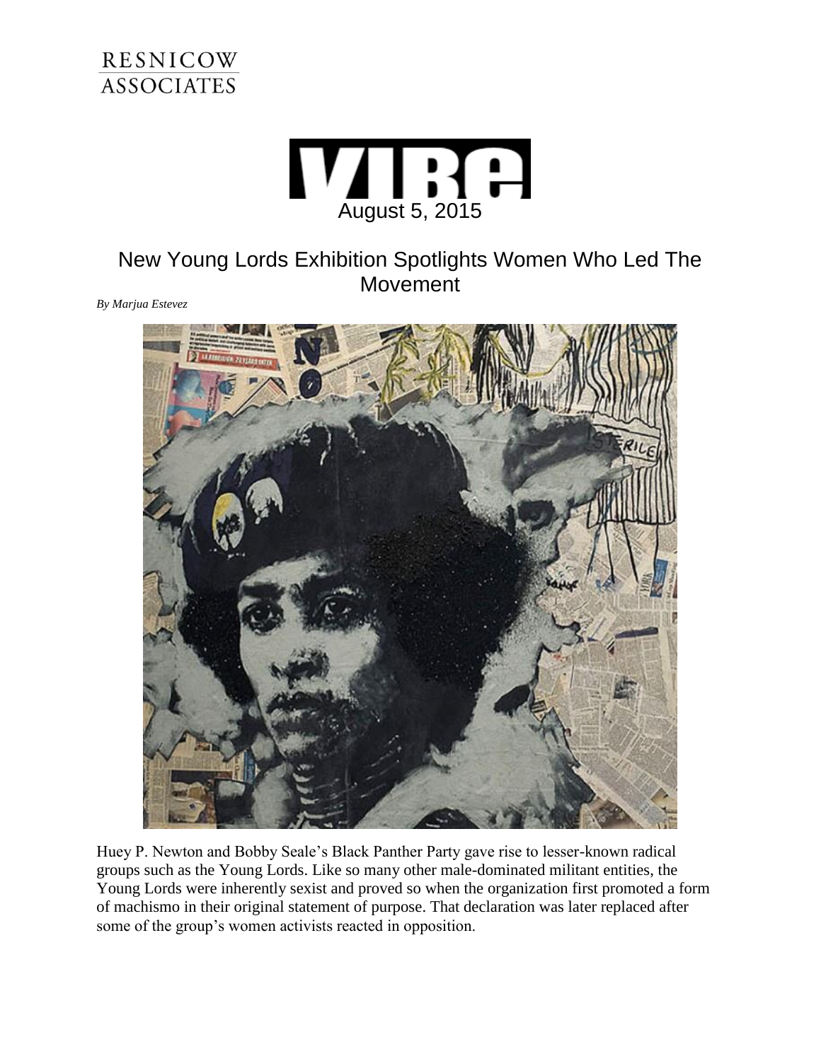RESNICOW ASSOCIATES

VIBE

August 5, 2015

# New Young Lords Exhibition Spotlights Women Who Led The Movement

*By Marjua Estevez*

Huey P. Newton and Bobby Seale's Black Panther Party gave rise to lesser-known radical groups such as the Young Lords. Like so many other male-dominated militant entities, the Young Lords were inherently sexist and proved so when the organization first promoted a form of machismo in their original statement of purpose. That declaration was later replaced after some of the group's women activists reacted in opposition.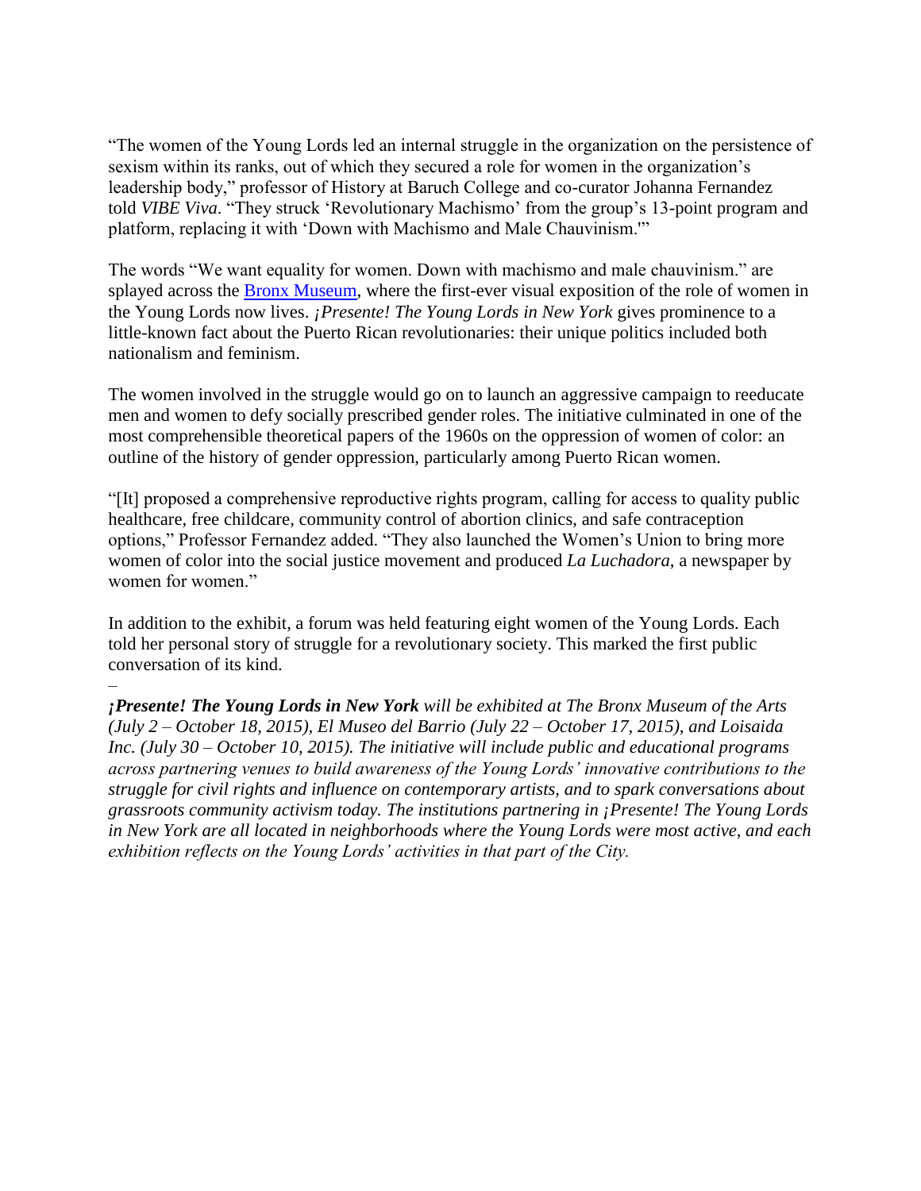"The women of the Young Lords led an internal struggle in the organization on the persistence of sexism within its ranks, out of which they secured a role for women in the organization's leadership body," professor of History at Baruch College and co-curator Johanna Fernandez told *VIBE Viva*. "They struck 'Revolutionary Machismo' from the group's 13-point program and platform, replacing it with 'Down with Machismo and Male Chauvinism.'"

The words "We want equality for women. Down with machismo and male chauvinism." are splayed across the [Bronx Museum](), where the first-ever visual exposition of the role of women in the Young Lords now lives. *¡Presente! The Young Lords in New York* gives prominence to a little-known fact about the Puerto Rican revolutionaries: their unique politics included both nationalism and feminism.

The women involved in the struggle would go on to launch an aggressive campaign to reeducate men and women to defy socially prescribed gender roles. The initiative culminated in one of the most comprehensible theoretical papers of the 1960s on the oppression of women of color: an outline of the history of gender oppression, particularly among Puerto Rican women.

"[It] proposed a comprehensive reproductive rights program, calling for access to quality public healthcare, free childcare, community control of abortion clinics, and safe contraception options," Professor Fernandez added. "They also launched the Women's Union to bring more women of color into the social justice movement and produced *La Luchadora*, a newspaper by women for women."

In addition to the exhibit, a forum was held featuring eight women of the Young Lords. Each told her personal story of struggle for a revolutionary society. This marked the first public conversation of its kind.

–

***¡Presente! The Young Lords in New York** will be exhibited at The Bronx Museum of the Arts (July 2 – October 18, 2015), El Museo del Barrio (July 22 – October 17, 2015), and Loisaida Inc. (July 30 – October 10, 2015). The initiative will include public and educational programs across partnering venues to build awareness of the Young Lords' innovative contributions to the struggle for civil rights and influence on contemporary artists, and to spark conversations about grassroots community activism today. The institutions partnering in ¡Presente! The Young Lords in New York are all located in neighborhoods where the Young Lords were most active, and each exhibition reflects on the Young Lords' activities in that part of the City.*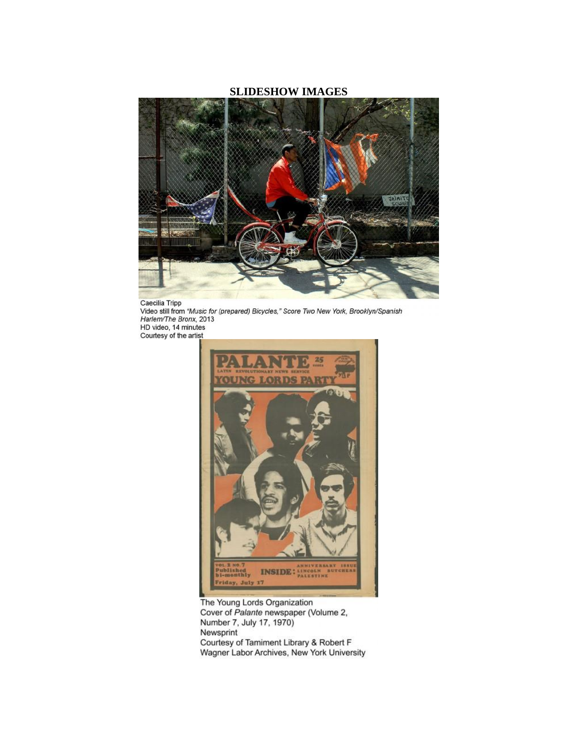## SLIDESHOW IMAGES

Caecilia Tripp
Video still from *"Music for (prepared) Bicycles," Score Two New York, Brooklyn/Spanish Harlem/The Bronx*, 2013
HD video, 14 minutes
Courtesy of the artist

The Young Lords Organization
Cover of *Palante* newspaper (Volume 2, Number 7, July 17, 1970)
Newsprint
Courtesy of Tamiment Library & Robert F Wagner Labor Archives, New York University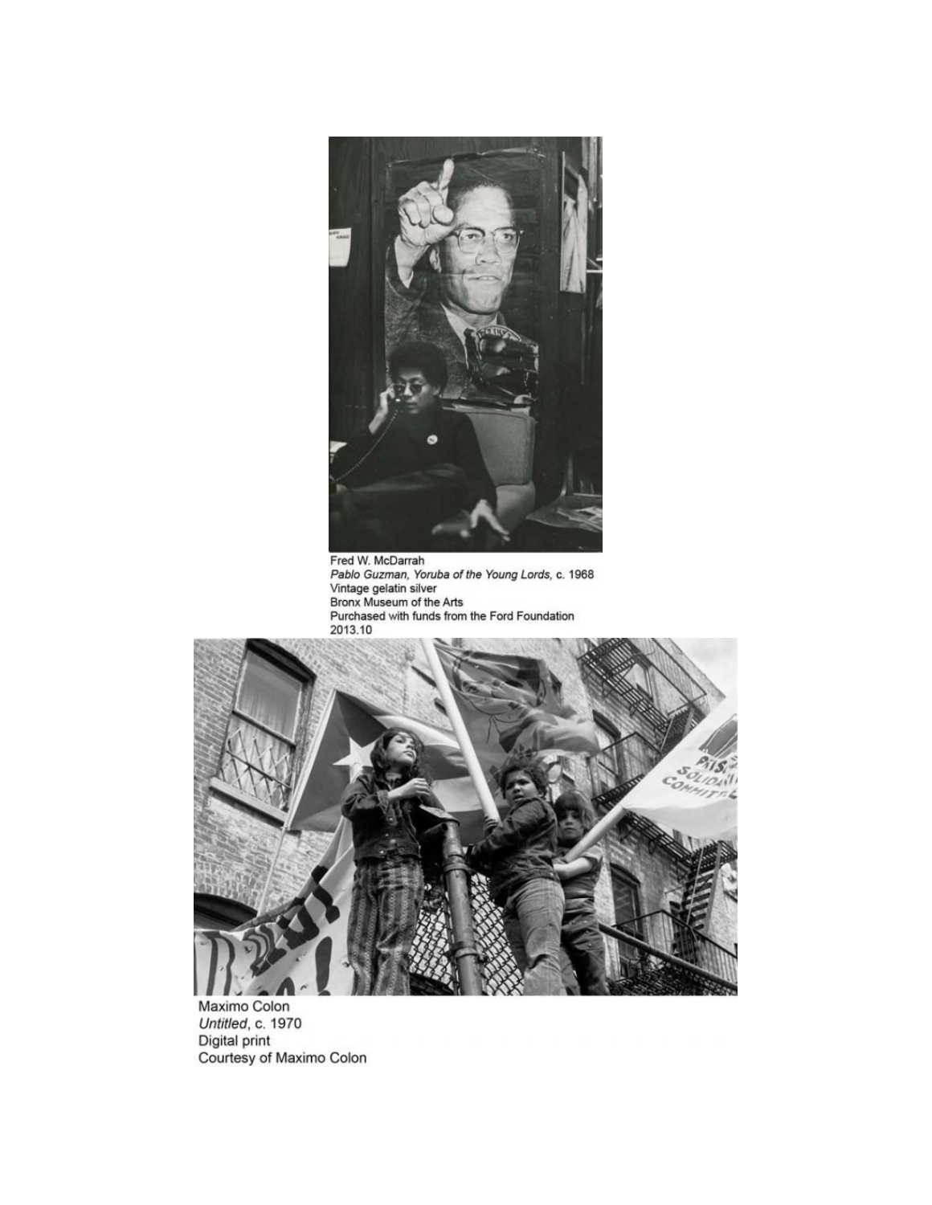Fred W. McDarrah
*Pablo Guzman, Yoruba of the Young Lords*, c. 1968
Vintage gelatin silver
Bronx Museum of the Arts
Purchased with funds from the Ford Foundation
2013.10

Maximo Colon
*Untitled*, c. 1970
Digital print
Courtesy of Maximo Colon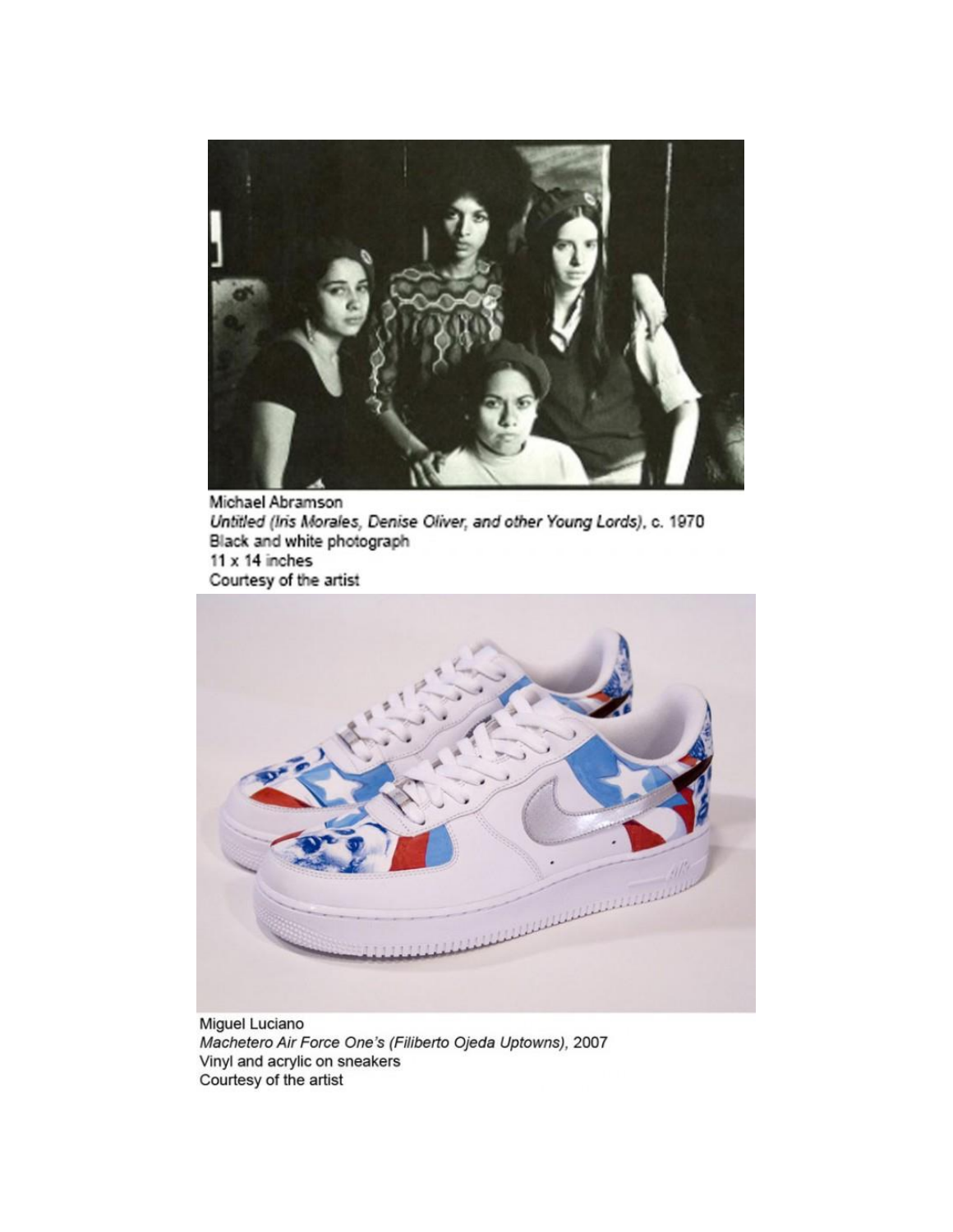Michael Abramson
*Untitled (Iris Morales, Denise Oliver, and other Young Lords)*, c. 1970
Black and white photograph
11 x 14 inches
Courtesy of the artist

Miguel Luciano
*Machetero Air Force One's (Filiberto Ojeda Uptowns)*, 2007
Vinyl and acrylic on sneakers
Courtesy of the artist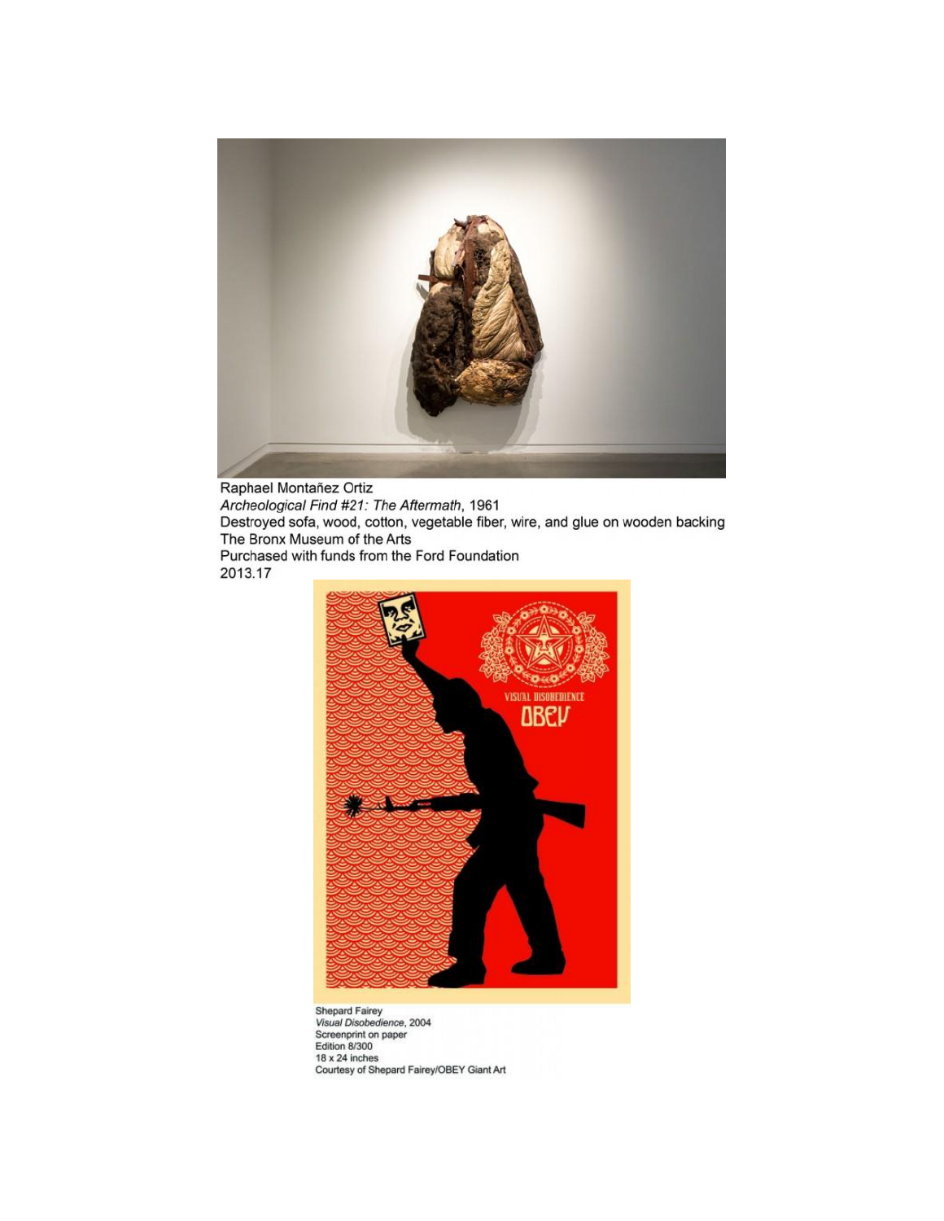Raphael Montañez Ortiz
*Archeological Find #21: The Aftermath*, 1961
Destroyed sofa, wood, cotton, vegetable fiber, wire, and glue on wooden backing
The Bronx Museum of the Arts
Purchased with funds from the Ford Foundation
2013.17

Shepard Fairey
*Visual Disobedience*, 2004
Screenprint on paper
Edition 8/300
18 x 24 inches
Courtesy of Shepard Fairey/OBEY Giant Art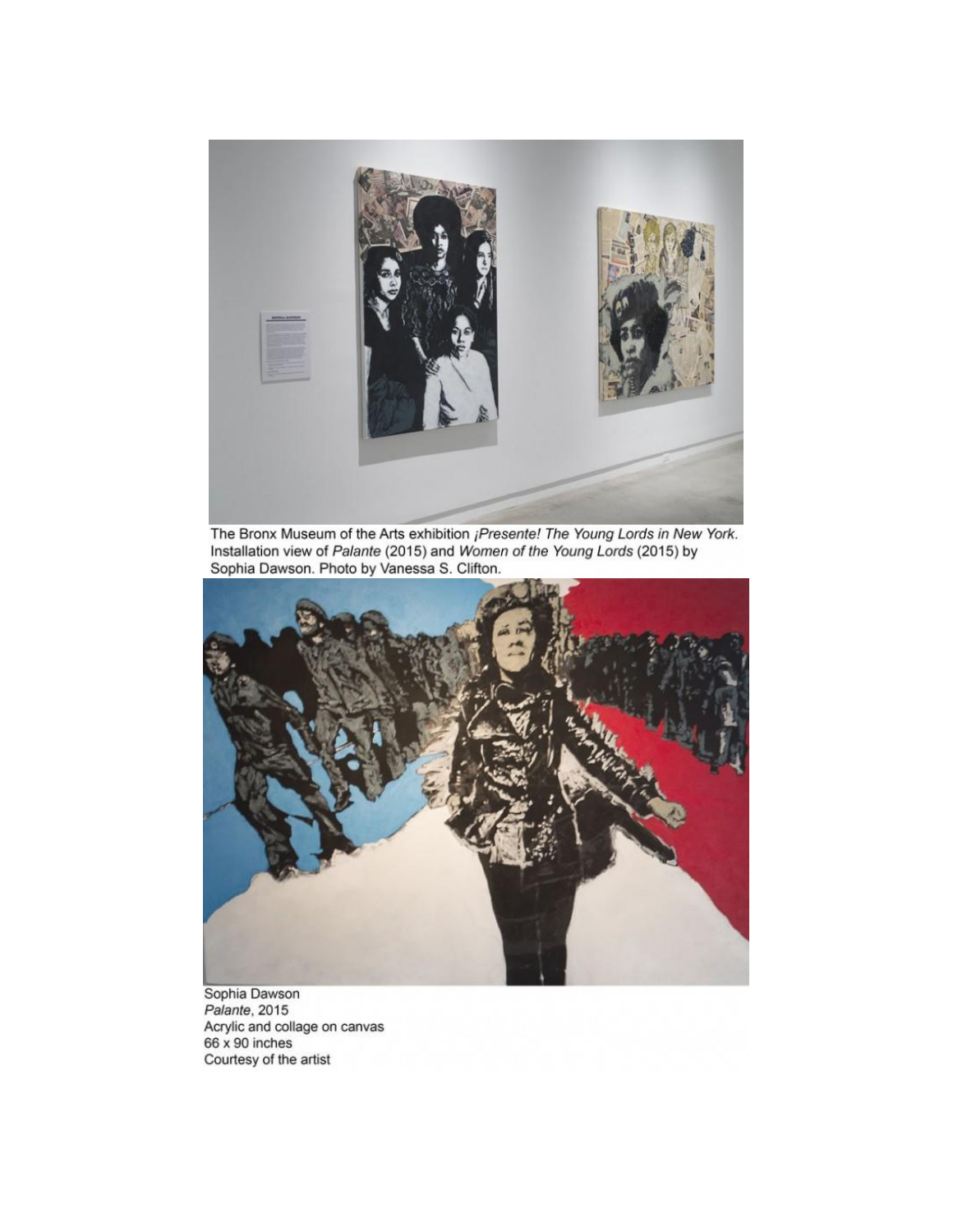The Bronx Museum of the Arts exhibition *¡Presente! The Young Lords in New York*. Installation view of *Palante* (2015) and *Women of the Young Lords* (2015) by Sophia Dawson. Photo by Vanessa S. Clifton.

Sophia Dawson
*Palante*, 2015
Acrylic and collage on canvas
66 x 90 inches
Courtesy of the artist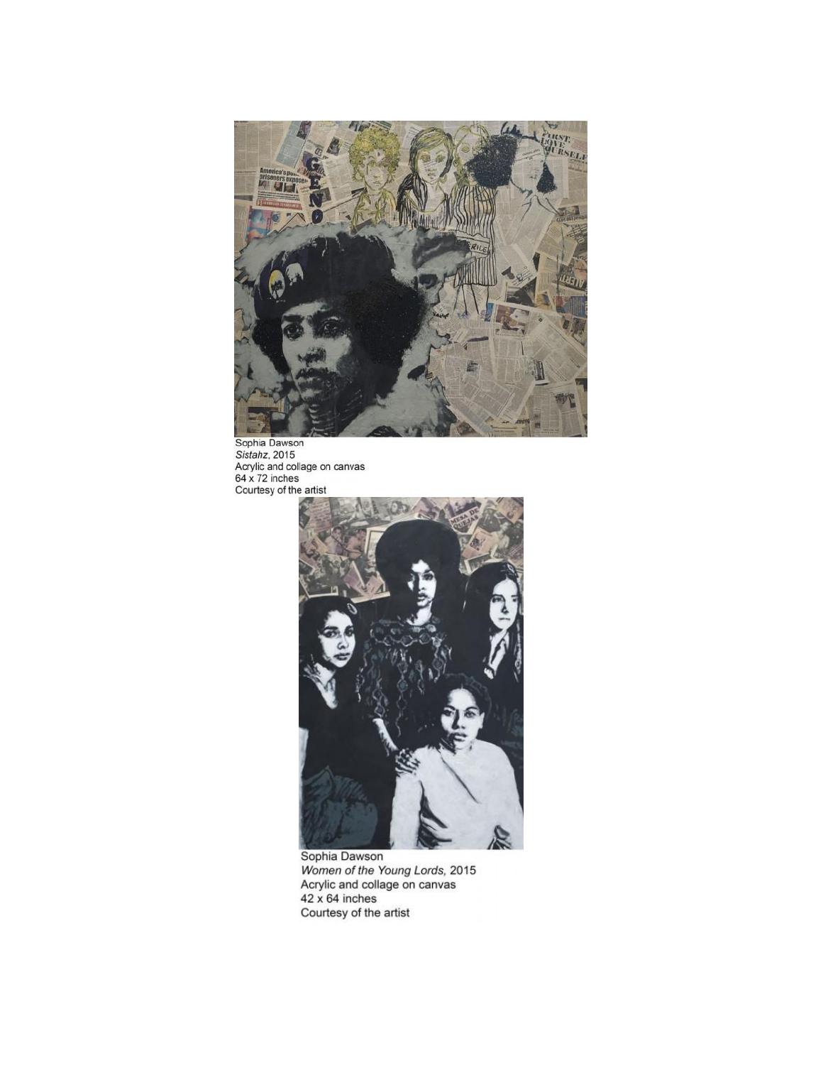Sophia Dawson
*Sistahz*, 2015
Acrylic and collage on canvas
64 x 72 inches
Courtesy of the artist

Sophia Dawson
*Women of the Young Lords*, 2015
Acrylic and collage on canvas
42 x 64 inches
Courtesy of the artist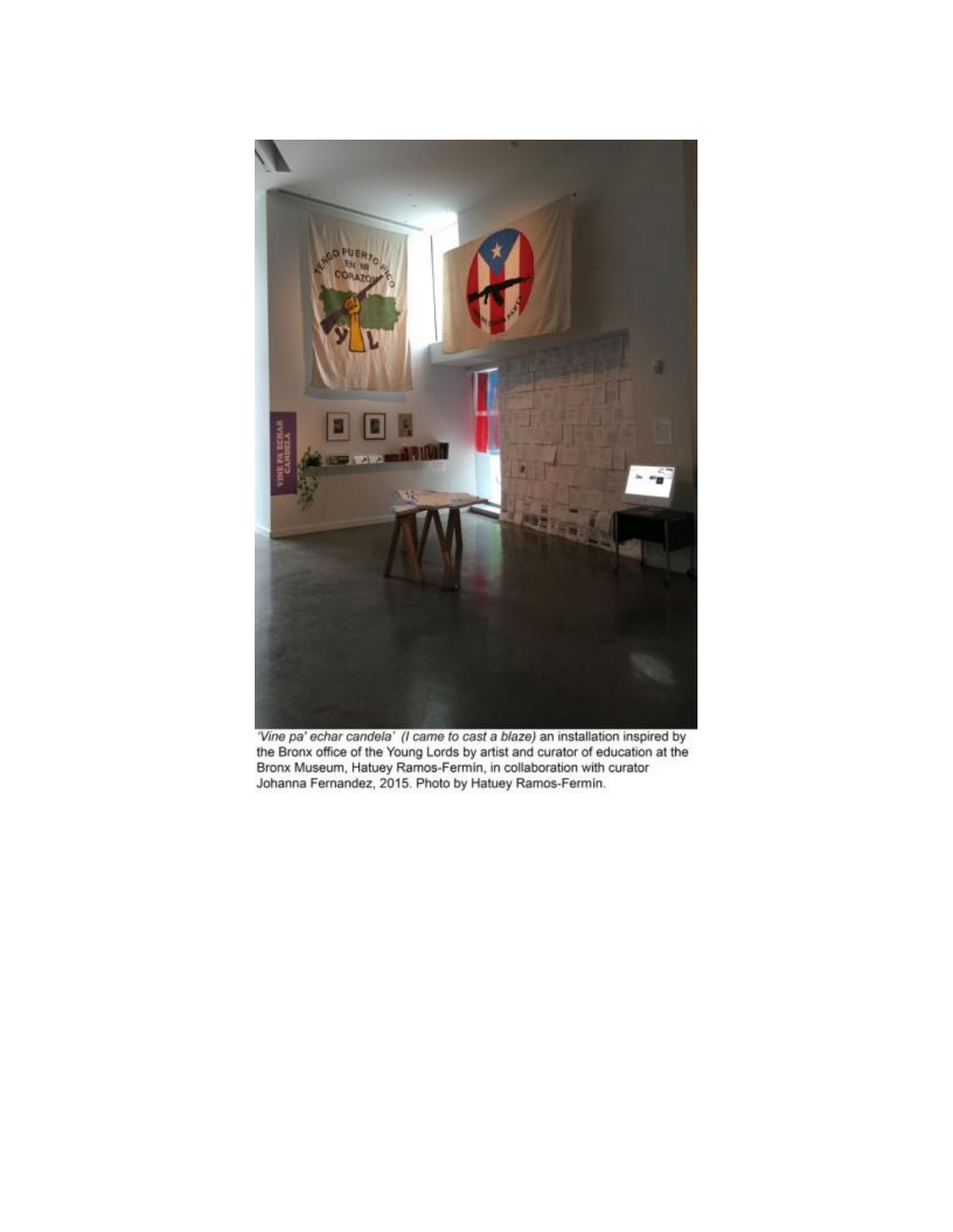*'Vine pa' echar candela' (I came to cast a blaze)* an installation inspired by the Bronx office of the Young Lords by artist and curator of education at the Bronx Museum, Hatuey Ramos-Fermín, in collaboration with curator Johanna Fernandez, 2015. Photo by Hatuey Ramos-Fermín.